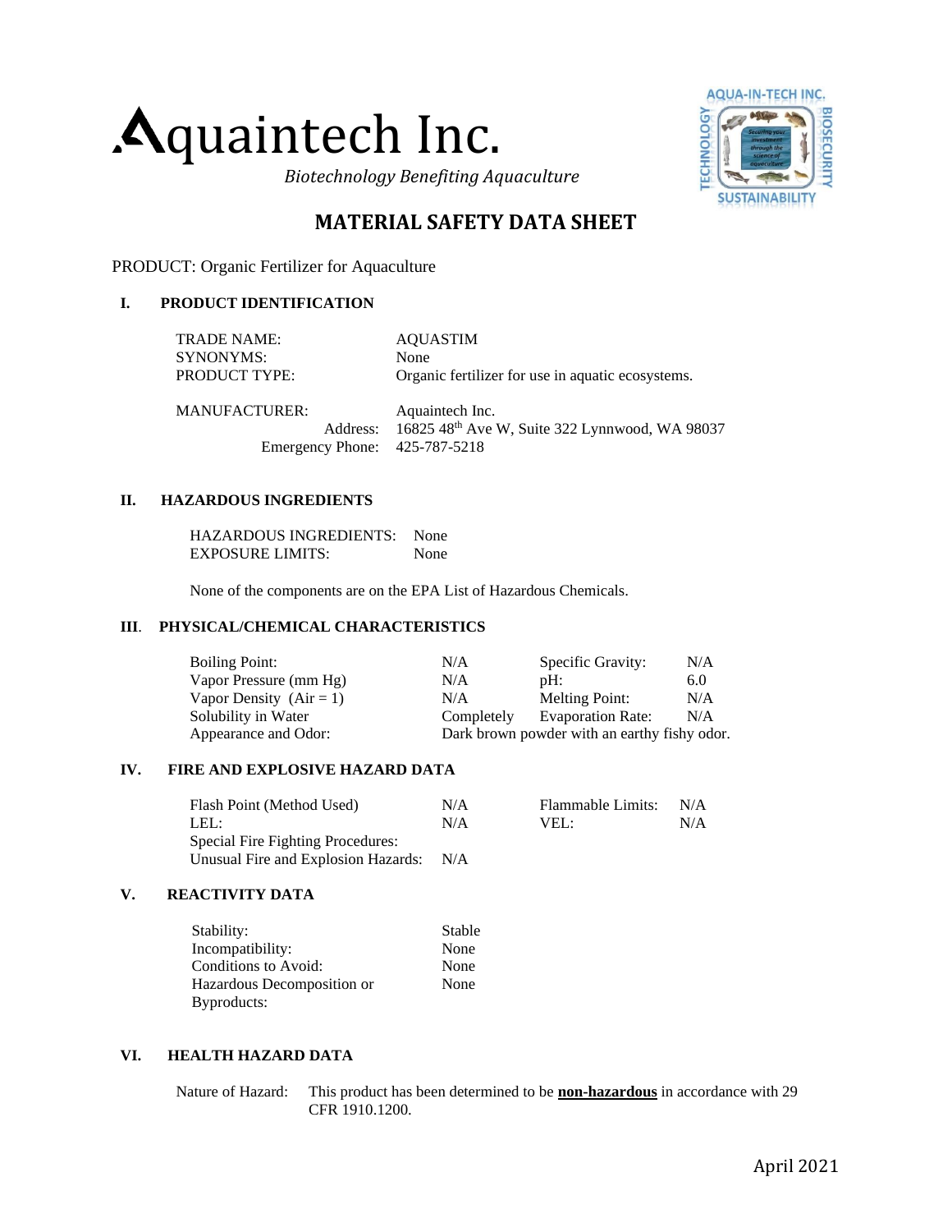# Aquaintech Inc.

*Biotechnology Benefiting Aquaculture*

## MATERIAL SAFETY DATA SHEET

PRODUCT: Organic Fertilizer for Aquaculture

### I. PRODUCT IDENTIFICATION

| | |
|---|---|
| TRADE NAME: | AQUASTIM |
| SYNONYMS: | None |
| PRODUCT TYPE: | Organic fertilizer for use in aquatic ecosystems. |
| MANUFACTURER: | Aquaintech Inc. |
| Address: | 16825 48th Ave W, Suite 322 Lynnwood, WA 98037 |
| Emergency Phone: | 425-787-5218 |

### II. HAZARDOUS INGREDIENTS

HAZARDOUS INGREDIENTS: None
EXPOSURE LIMITS: None

None of the components are on the EPA List of Hazardous Chemicals.

### III. PHYSICAL/CHEMICAL CHARACTERISTICS

| | | | |
|---|---|---|---|
| Boiling Point: | N/A | Specific Gravity: | N/A |
| Vapor Pressure (mm Hg) | N/A | pH: | 6.0 |
| Vapor Density (Air = 1) | N/A | Melting Point: | N/A |
| Solubility in Water | Completely | Evaporation Rate: | N/A |
| Appearance and Odor: | Dark brown powder with an earthy fishy odor. | | |

### IV. FIRE AND EXPLOSIVE HAZARD DATA

| | | | |
|---|---|---|---|
| Flash Point (Method Used) | N/A | Flammable Limits: | N/A |
| LEL: | N/A | VEL: | N/A |
| Special Fire Fighting Procedures: | | | |
| Unusual Fire and Explosion Hazards: | N/A | | |

### V. REACTIVITY DATA

| | |
|---|---|
| Stability: | Stable |
| Incompatibility: | None |
| Conditions to Avoid: | None |
| Hazardous Decomposition or Byproducts: | None |

### VI. HEALTH HAZARD DATA

Nature of Hazard: This product has been determined to be **non-hazardous** in accordance with 29 CFR 1910.1200.

April 2021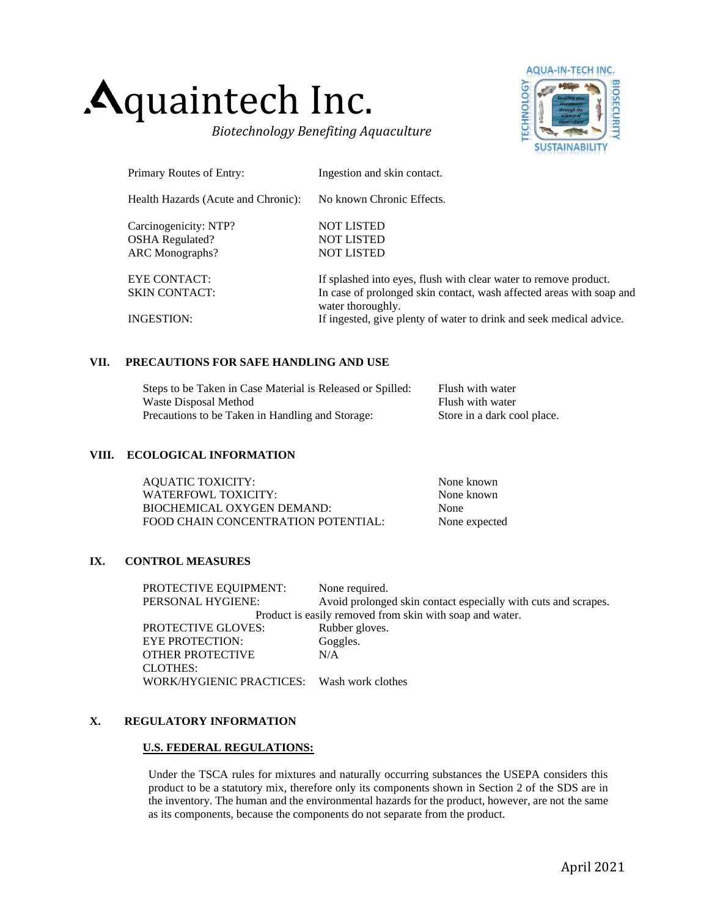| | |
|---|---|
| Primary Routes of Entry: | Ingestion and skin contact. |
| Health Hazards (Acute and Chronic): | No known Chronic Effects. |
| Carcinogenicity: NTP? | NOT LISTED |
| OSHA Regulated? | NOT LISTED |
| ARC Monographs? | NOT LISTED |
| EYE CONTACT: | If splashed into eyes, flush with clear water to remove product. |
| SKIN CONTACT: | In case of prolonged skin contact, wash affected areas with soap and water thoroughly. |
| INGESTION: | If ingested, give plenty of water to drink and seek medical advice. |

## VII. PRECAUTIONS FOR SAFE HANDLING AND USE

| | |
|---|---|
| Steps to be Taken in Case Material is Released or Spilled: | Flush with water |
| Waste Disposal Method | Flush with water |
| Precautions to be Taken in Handling and Storage: | Store in a dark cool place. |

## VIII. ECOLOGICAL INFORMATION

| | |
|---|---|
| AQUATIC TOXICITY: | None known |
| WATERFOWL TOXICITY: | None known |
| BIOCHEMICAL OXYGEN DEMAND: | None |
| FOOD CHAIN CONCENTRATION POTENTIAL: | None expected |

## IX. CONTROL MEASURES

| | |
|---|---|
| PROTECTIVE EQUIPMENT: | None required. |
| PERSONAL HYGIENE: | Avoid prolonged skin contact especially with cuts and scrapes. Product is easily removed from skin with soap and water. |
| PROTECTIVE GLOVES: | Rubber gloves. |
| EYE PROTECTION: | Goggles. |
| OTHER PROTECTIVE CLOTHES: | N/A |
| WORK/HYGIENIC PRACTICES: | Wash work clothes |

## X. REGULATORY INFORMATION

**U.S. FEDERAL REGULATIONS:**

Under the TSCA rules for mixtures and naturally occurring substances the USEPA considers this product to be a statutory mix, therefore only its components shown in Section 2 of the SDS are in the inventory. The human and the environmental hazards for the product, however, are not the same as its components, because the components do not separate from the product.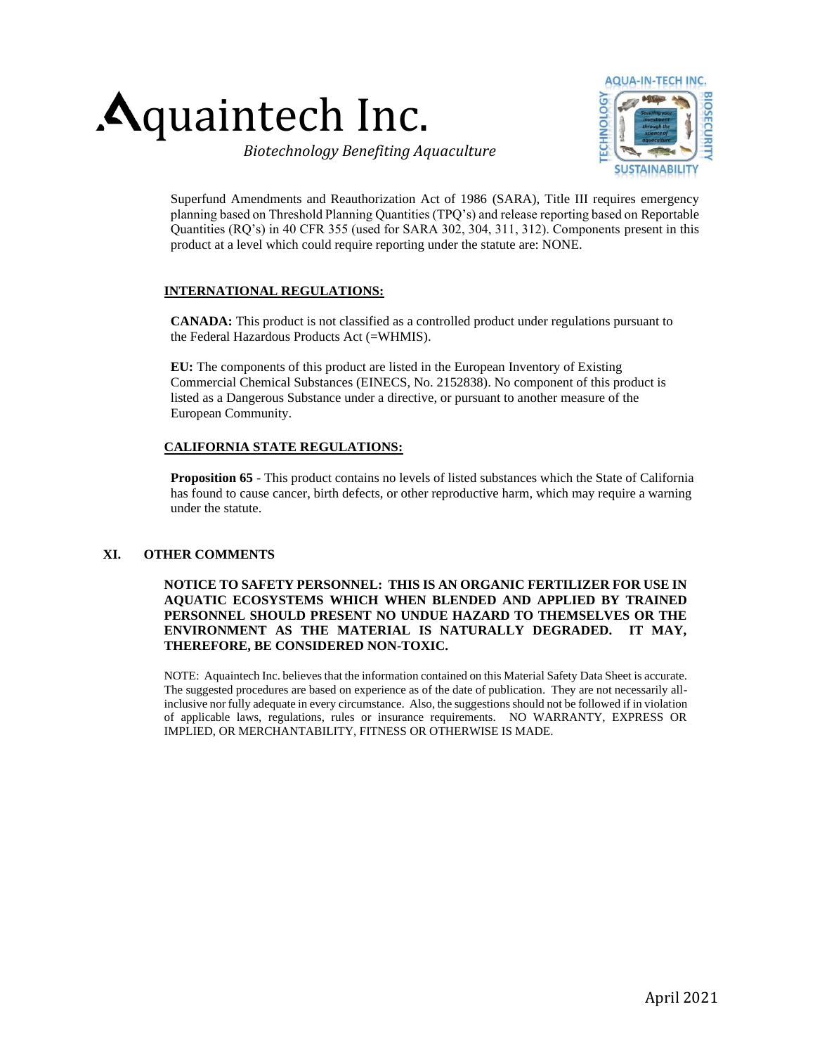Superfund Amendments and Reauthorization Act of 1986 (SARA), Title III requires emergency planning based on Threshold Planning Quantities (TPQ's) and release reporting based on Reportable Quantities (RQ's) in 40 CFR 355 (used for SARA 302, 304, 311, 312). Components present in this product at a level which could require reporting under the statute are: NONE.

**INTERNATIONAL REGULATIONS:**

**CANADA:** This product is not classified as a controlled product under regulations pursuant to the Federal Hazardous Products Act (=WHMIS).

**EU:** The components of this product are listed in the European Inventory of Existing Commercial Chemical Substances (EINECS, No. 2152838). No component of this product is listed as a Dangerous Substance under a directive, or pursuant to another measure of the European Community.

**CALIFORNIA STATE REGULATIONS:**

**Proposition 65** - This product contains no levels of listed substances which the State of California has found to cause cancer, birth defects, or other reproductive harm, which may require a warning under the statute.

## XI. OTHER COMMENTS

**NOTICE TO SAFETY PERSONNEL: THIS IS AN ORGANIC FERTILIZER FOR USE IN AQUATIC ECOSYSTEMS WHICH WHEN BLENDED AND APPLIED BY TRAINED PERSONNEL SHOULD PRESENT NO UNDUE HAZARD TO THEMSELVES OR THE ENVIRONMENT AS THE MATERIAL IS NATURALLY DEGRADED. IT MAY, THEREFORE, BE CONSIDERED NON-TOXIC.**

NOTE: Aquaintech Inc. believes that the information contained on this Material Safety Data Sheet is accurate. The suggested procedures are based on experience as of the date of publication. They are not necessarily all-inclusive nor fully adequate in every circumstance. Also, the suggestions should not be followed if in violation of applicable laws, regulations, rules or insurance requirements. NO WARRANTY, EXPRESS OR IMPLIED, OR MERCHANTABILITY, FITNESS OR OTHERWISE IS MADE.